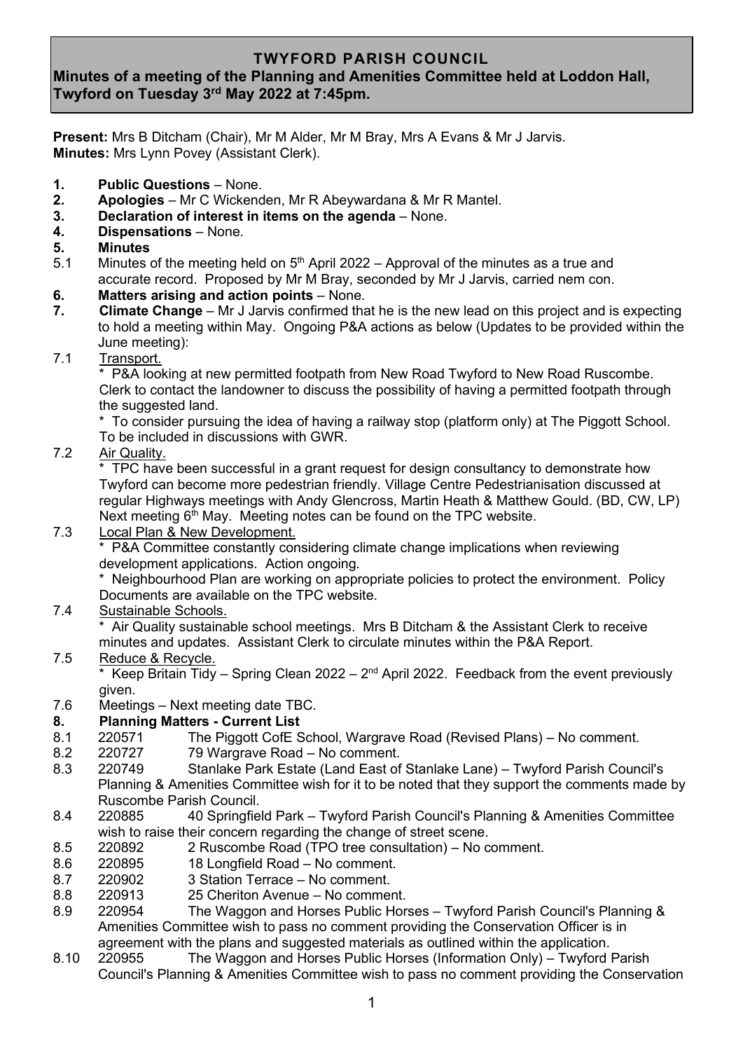# TWYFORD PARISH COUNCIL

## Minutes of a meeting of the Planning and Amenities Committee held at Loddon Hall, Twyford on Tuesday 3rd May 2022 at 7:45pm.

**Present:** Mrs B Ditcham (Chair), Mr M Alder, Mr M Bray, Mrs A Evans & Mr J Jarvis.
**Minutes:** Mrs Lynn Povey (Assistant Clerk).

1. **Public Questions** – None.
2. **Apologies** – Mr C Wickenden, Mr R Abeywardana & Mr R Mantel.
3. **Declaration of interest in items on the agenda** – None.
4. **Dispensations** – None.
5. **Minutes**

5.1 Minutes of the meeting held on 5th April 2022 – Approval of the minutes as a true and accurate record. Proposed by Mr M Bray, seconded by Mr J Jarvis, carried nem con.

6. **Matters arising and action points** – None.
7. **Climate Change** – Mr J Jarvis confirmed that he is the new lead on this project and is expecting to hold a meeting within May. Ongoing P&A actions as below (Updates to be provided within the June meeting):

7.1 Transport.

* P&A looking at new permitted footpath from New Road Twyford to New Road Ruscombe. Clerk to contact the landowner to discuss the possibility of having a permitted footpath through the suggested land.
* To consider pursuing the idea of having a railway stop (platform only) at The Piggott School. To be included in discussions with GWR.

7.2 Air Quality.

* TPC have been successful in a grant request for design consultancy to demonstrate how Twyford can become more pedestrian friendly. Village Centre Pedestrianisation discussed at regular Highways meetings with Andy Glencross, Martin Heath & Matthew Gould. (BD, CW, LP) Next meeting 6th May. Meeting notes can be found on the TPC website.

7.3 Local Plan & New Development.

* P&A Committee constantly considering climate change implications when reviewing development applications. Action ongoing.
* Neighbourhood Plan are working on appropriate policies to protect the environment. Policy Documents are available on the TPC website.

7.4 Sustainable Schools.

* Air Quality sustainable school meetings. Mrs B Ditcham & the Assistant Clerk to receive minutes and updates. Assistant Clerk to circulate minutes within the P&A Report.

7.5 Reduce & Recycle.

* Keep Britain Tidy – Spring Clean 2022 – 2nd April 2022. Feedback from the event previously given.

7.6 Meetings – Next meeting date TBC.

8. **Planning Matters - Current List**

8.1 220571 The Piggott CofE School, Wargrave Road (Revised Plans) – No comment.
8.2 220727 79 Wargrave Road – No comment.
8.3 220749 Stanlake Park Estate (Land East of Stanlake Lane) – Twyford Parish Council's Planning & Amenities Committee wish for it to be noted that they support the comments made by Ruscombe Parish Council.
8.4 220885 40 Springfield Park – Twyford Parish Council's Planning & Amenities Committee wish to raise their concern regarding the change of street scene.
8.5 220892 2 Ruscombe Road (TPO tree consultation) – No comment.
8.6 220895 18 Longfield Road – No comment.
8.7 220902 3 Station Terrace – No comment.
8.8 220913 25 Cheriton Avenue – No comment.
8.9 220954 The Waggon and Horses Public Horses – Twyford Parish Council's Planning & Amenities Committee wish to pass no comment providing the Conservation Officer is in agreement with the plans and suggested materials as outlined within the application.
8.10 220955 The Waggon and Horses Public Horses (Information Only) – Twyford Parish Council's Planning & Amenities Committee wish to pass no comment providing the Conservation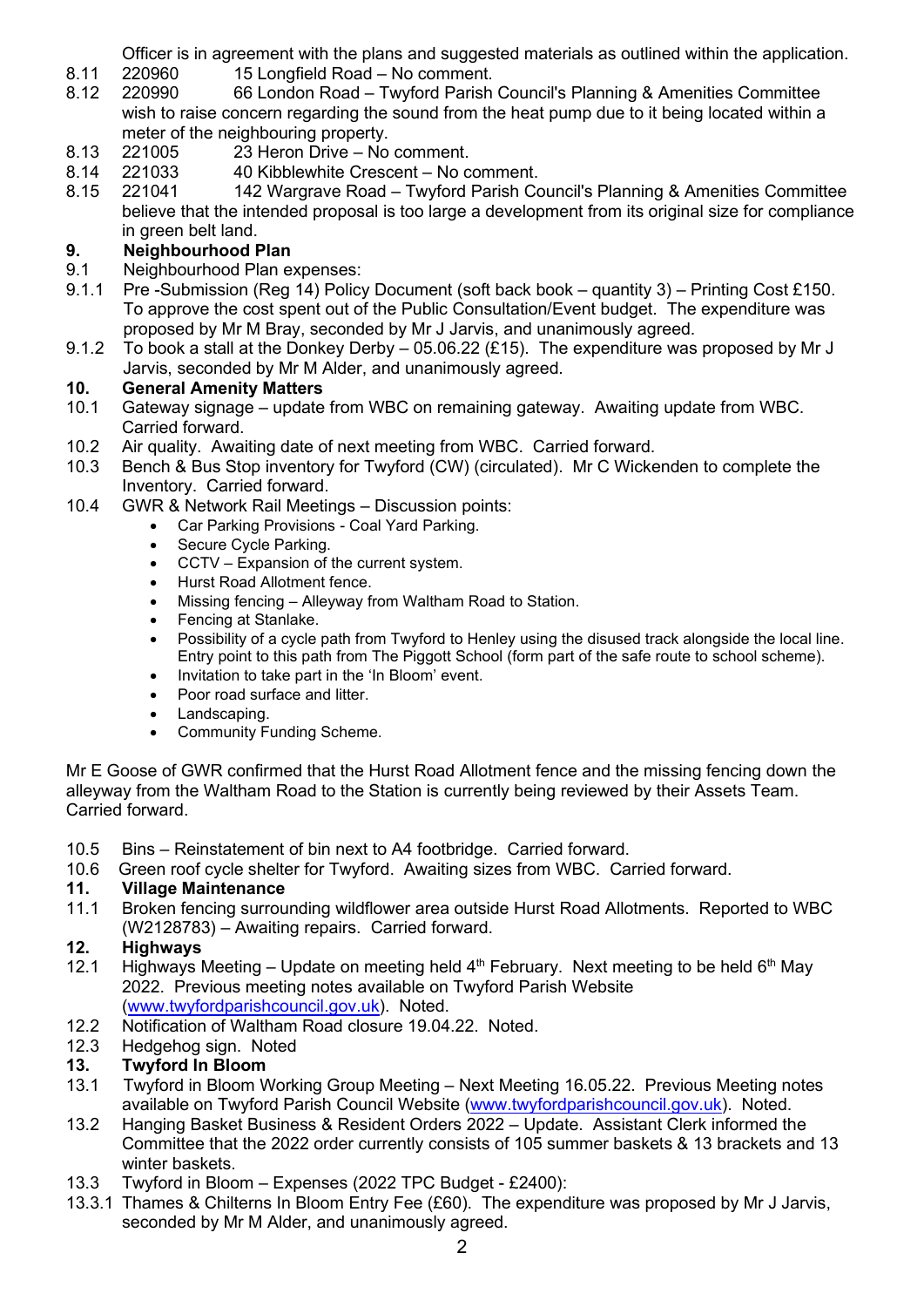Officer is in agreement with the plans and suggested materials as outlined within the application.

8.11 220960 15 Longfield Road – No comment.

8.12 220990 66 London Road – Twyford Parish Council's Planning & Amenities Committee wish to raise concern regarding the sound from the heat pump due to it being located within a meter of the neighbouring property.

8.13 221005 23 Heron Drive – No comment.

8.14 221033 40 Kibblewhite Crescent – No comment.

8.15 221041 142 Wargrave Road – Twyford Parish Council's Planning & Amenities Committee believe that the intended proposal is too large a development from its original size for compliance in green belt land.

**9. Neighbourhood Plan**

9.1 Neighbourhood Plan expenses:

9.1.1 Pre -Submission (Reg 14) Policy Document (soft back book – quantity 3) – Printing Cost £150. To approve the cost spent out of the Public Consultation/Event budget. The expenditure was proposed by Mr M Bray, seconded by Mr J Jarvis, and unanimously agreed.

9.1.2 To book a stall at the Donkey Derby – 05.06.22 (£15). The expenditure was proposed by Mr J Jarvis, seconded by Mr M Alder, and unanimously agreed.

**10. General Amenity Matters**

10.1 Gateway signage – update from WBC on remaining gateway. Awaiting update from WBC. Carried forward.

10.2 Air quality. Awaiting date of next meeting from WBC. Carried forward.

10.3 Bench & Bus Stop inventory for Twyford (CW) (circulated). Mr C Wickenden to complete the Inventory. Carried forward.

10.4 GWR & Network Rail Meetings – Discussion points:

- Car Parking Provisions - Coal Yard Parking.
- Secure Cycle Parking.
- CCTV – Expansion of the current system.
- Hurst Road Allotment fence.
- Missing fencing – Alleyway from Waltham Road to Station.
- Fencing at Stanlake.
- Possibility of a cycle path from Twyford to Henley using the disused track alongside the local line. Entry point to this path from The Piggott School (form part of the safe route to school scheme).
- Invitation to take part in the 'In Bloom' event.
- Poor road surface and litter.
- Landscaping.
- Community Funding Scheme.

Mr E Goose of GWR confirmed that the Hurst Road Allotment fence and the missing fencing down the alleyway from the Waltham Road to the Station is currently being reviewed by their Assets Team. Carried forward.

10.5 Bins – Reinstatement of bin next to A4 footbridge. Carried forward.

10.6 Green roof cycle shelter for Twyford. Awaiting sizes from WBC. Carried forward.

**11. Village Maintenance**

11.1 Broken fencing surrounding wildflower area outside Hurst Road Allotments. Reported to WBC (W2128783) – Awaiting repairs. Carried forward.

**12. Highways**

12.1 Highways Meeting – Update on meeting held 4th February. Next meeting to be held 6th May 2022. Previous meeting notes available on Twyford Parish Website (www.twyfordparishcouncil.gov.uk). Noted.

12.2 Notification of Waltham Road closure 19.04.22. Noted.

12.3 Hedgehog sign. Noted

**13. Twyford In Bloom**

13.1 Twyford in Bloom Working Group Meeting – Next Meeting 16.05.22. Previous Meeting notes available on Twyford Parish Council Website (www.twyfordparishcouncil.gov.uk). Noted.

13.2 Hanging Basket Business & Resident Orders 2022 – Update. Assistant Clerk informed the Committee that the 2022 order currently consists of 105 summer baskets & 13 brackets and 13 winter baskets.

13.3 Twyford in Bloom – Expenses (2022 TPC Budget - £2400):

13.3.1 Thames & Chilterns In Bloom Entry Fee (£60). The expenditure was proposed by Mr J Jarvis, seconded by Mr M Alder, and unanimously agreed.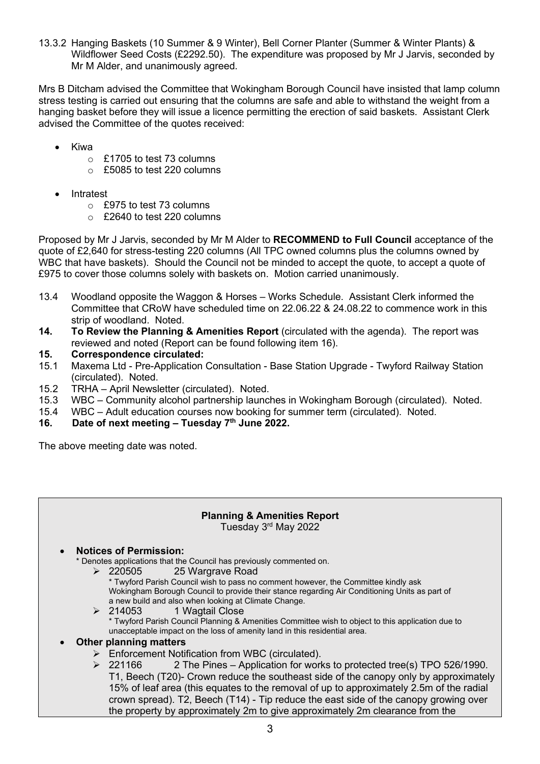13.3.2 Hanging Baskets (10 Summer & 9 Winter), Bell Corner Planter (Summer & Winter Plants) & Wildflower Seed Costs (£2292.50). The expenditure was proposed by Mr J Jarvis, seconded by Mr M Alder, and unanimously agreed.

Mrs B Ditcham advised the Committee that Wokingham Borough Council have insisted that lamp column stress testing is carried out ensuring that the columns are safe and able to withstand the weight from a hanging basket before they will issue a licence permitting the erection of said baskets. Assistant Clerk advised the Committee of the quotes received:

- Kiwa
  - £1705 to test 73 columns
  - £5085 to test 220 columns
- Intratest
  - £975 to test 73 columns
  - £2640 to test 220 columns

Proposed by Mr J Jarvis, seconded by Mr M Alder to **RECOMMEND to Full Council** acceptance of the quote of £2,640 for stress-testing 220 columns (All TPC owned columns plus the columns owned by WBC that have baskets). Should the Council not be minded to accept the quote, to accept a quote of £975 to cover those columns solely with baskets on. Motion carried unanimously.

13.4 Woodland opposite the Waggon & Horses – Works Schedule. Assistant Clerk informed the Committee that CRoW have scheduled time on 22.06.22 & 24.08.22 to commence work in this strip of woodland. Noted.

**14. To Review the Planning & Amenities Report** (circulated with the agenda). The report was reviewed and noted (Report can be found following item 16).

**15. Correspondence circulated:**

15.1 Maxema Ltd - Pre-Application Consultation - Base Station Upgrade - Twyford Railway Station (circulated). Noted.

15.2 TRHA – April Newsletter (circulated). Noted.

15.3 WBC – Community alcohol partnership launches in Wokingham Borough (circulated). Noted.

15.4 WBC – Adult education courses now booking for summer term (circulated). Noted.

**16. Date of next meeting – Tuesday 7th June 2022.**

The above meeting date was noted.

**Planning & Amenities Report**

Tuesday 3rd May 2022

- **Notices of Permission:**
  * Denotes applications that the Council has previously commented on.
  - 220505 25 Wargrave Road
    * Twyford Parish Council wish to pass no comment however, the Committee kindly ask Wokingham Borough Council to provide their stance regarding Air Conditioning Units as part of a new build and also when looking at Climate Change.
  - 214053 1 Wagtail Close
    * Twyford Parish Council Planning & Amenities Committee wish to object to this application due to unacceptable impact on the loss of amenity land in this residential area.
- **Other planning matters**
  - Enforcement Notification from WBC (circulated).
  - 221166 2 The Pines – Application for works to protected tree(s) TPO 526/1990. T1, Beech (T20)- Crown reduce the southeast side of the canopy only by approximately 15% of leaf area (this equates to the removal of up to approximately 2.5m of the radial crown spread). T2, Beech (T14) - Tip reduce the east side of the canopy growing over the property by approximately 2m to give approximately 2m clearance from the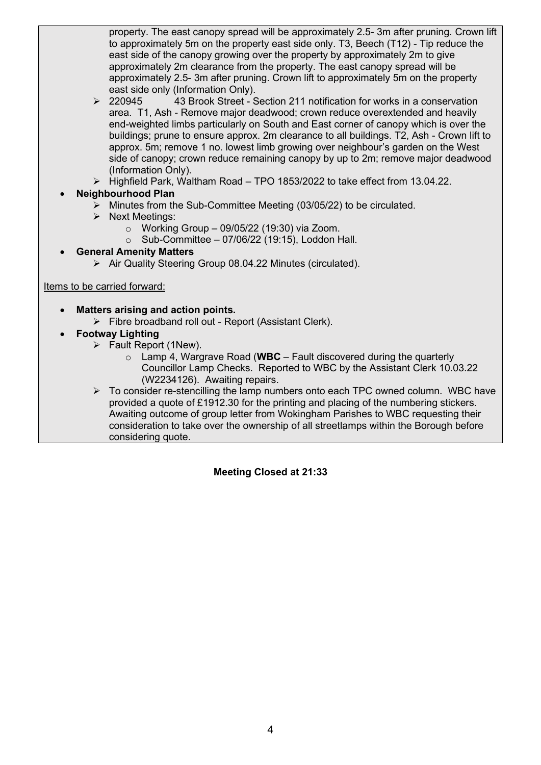property. The east canopy spread will be approximately 2.5- 3m after pruning. Crown lift to approximately 5m on the property east side only. T3, Beech (T12) - Tip reduce the east side of the canopy growing over the property by approximately 2m to give approximately 2m clearance from the property. The east canopy spread will be approximately 2.5- 3m after pruning. Crown lift to approximately 5m on the property east side only (Information Only).

- 220945 43 Brook Street - Section 211 notification for works in a conservation area. T1, Ash - Remove major deadwood; crown reduce overextended and heavily end-weighted limbs particularly on South and East corner of canopy which is over the buildings; prune to ensure approx. 2m clearance to all buildings. T2, Ash - Crown lift to approx. 5m; remove 1 no. lowest limb growing over neighbour's garden on the West side of canopy; crown reduce remaining canopy by up to 2m; remove major deadwood (Information Only).
- Highfield Park, Waltham Road – TPO 1853/2022 to take effect from 13.04.22.

- **Neighbourhood Plan**
  - Minutes from the Sub-Committee Meeting (03/05/22) to be circulated.
  - Next Meetings:
    - Working Group – 09/05/22 (19:30) via Zoom.
    - Sub-Committee – 07/06/22 (19:15), Loddon Hall.
- **General Amenity Matters**
  - Air Quality Steering Group 08.04.22 Minutes (circulated).

Items to be carried forward:

- **Matters arising and action points.**
  - Fibre broadband roll out - Report (Assistant Clerk).
- **Footway Lighting**
  - Fault Report (1New).
    - Lamp 4, Wargrave Road (**WBC** – Fault discovered during the quarterly Councillor Lamp Checks. Reported to WBC by the Assistant Clerk 10.03.22 (W2234126). Awaiting repairs.
  - To consider re-stencilling the lamp numbers onto each TPC owned column. WBC have provided a quote of £1912.30 for the printing and placing of the numbering stickers. Awaiting outcome of group letter from Wokingham Parishes to WBC requesting their consideration to take over the ownership of all streetlamps within the Borough before considering quote.

**Meeting Closed at 21:33**